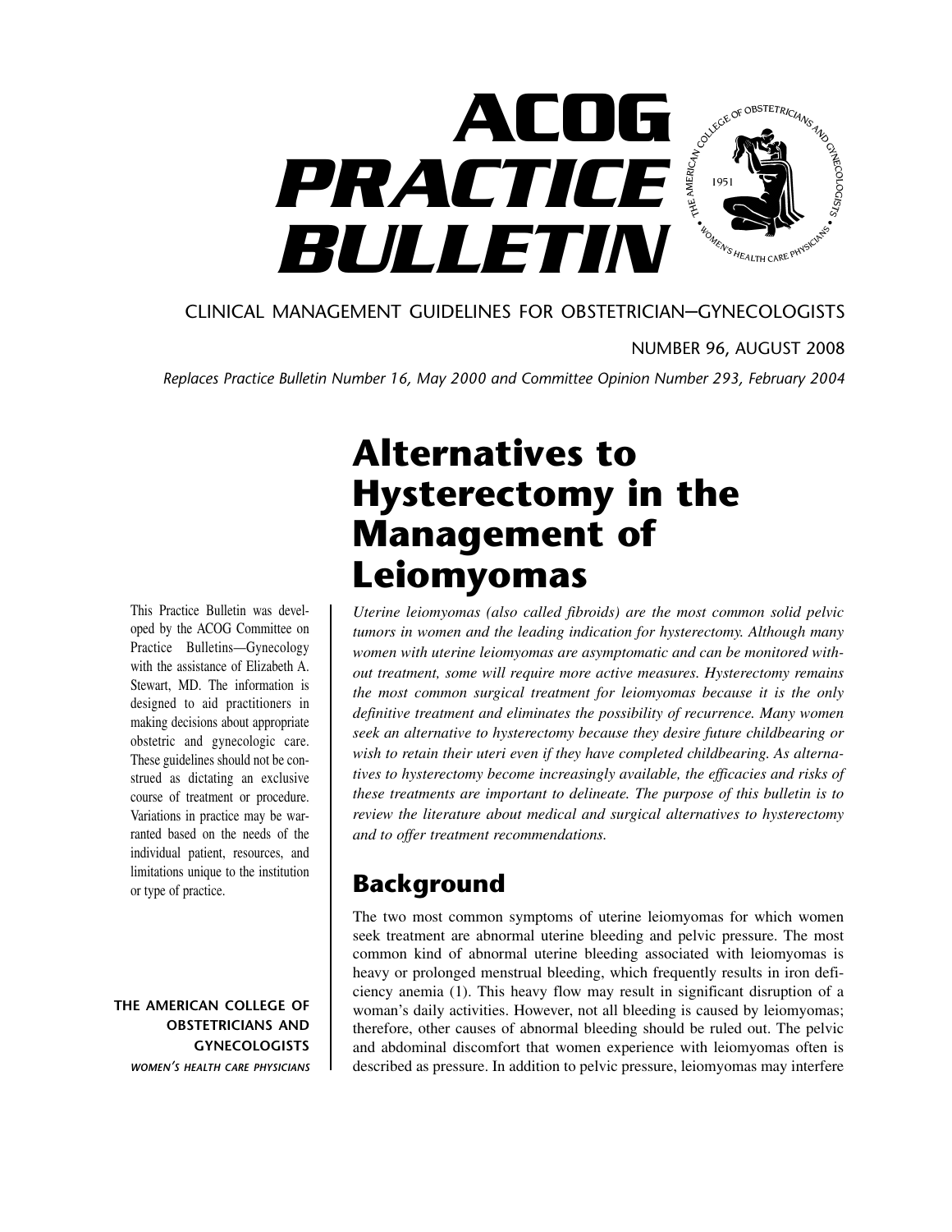# ACOG PRACTICE BULLETIN

CLINICAL MANAGEMENT GUIDELINES FOR OBSTETRICIAN–GYNECOLOGISTS

NUMBER 96, AUGUST 2008

*Replaces Practice Bulletin Number 16, May 2000 and Committee Opinion Number 293, February 2004*

# Alternatives to Hysterectomy in the Management of Leiomyomas

This Practice Bulletin was developed by the ACOG Committee on Practice Bulletins—Gynecology with the assistance of Elizabeth A. Stewart, MD. The information is designed to aid practitioners in making decisions about appropriate obstetric and gynecologic care. These guidelines should not be construed as dictating an exclusive course of treatment or procedure. Variations in practice may be warranted based on the needs of the individual patient, resources, and limitations unique to the institution or type of practice.

**THE AMERICAN COLLEGE OF OBSTETRICIANS AND GYNECOLOGISTS**
*WOMEN'S HEALTH CARE PHYSICIANS*

*Uterine leiomyomas (also called fibroids) are the most common solid pelvic tumors in women and the leading indication for hysterectomy. Although many women with uterine leiomyomas are asymptomatic and can be monitored without treatment, some will require more active measures. Hysterectomy remains the most common surgical treatment for leiomyomas because it is the only definitive treatment and eliminates the possibility of recurrence. Many women seek an alternative to hysterectomy because they desire future childbearing or wish to retain their uteri even if they have completed childbearing. As alternatives to hysterectomy become increasingly available, the efficacies and risks of these treatments are important to delineate. The purpose of this bulletin is to review the literature about medical and surgical alternatives to hysterectomy and to offer treatment recommendations.*

## Background

The two most common symptoms of uterine leiomyomas for which women seek treatment are abnormal uterine bleeding and pelvic pressure. The most common kind of abnormal uterine bleeding associated with leiomyomas is heavy or prolonged menstrual bleeding, which frequently results in iron deficiency anemia (1). This heavy flow may result in significant disruption of a woman's daily activities. However, not all bleeding is caused by leiomyomas; therefore, other causes of abnormal bleeding should be ruled out. The pelvic and abdominal discomfort that women experience with leiomyomas often is described as pressure. In addition to pelvic pressure, leiomyomas may interfere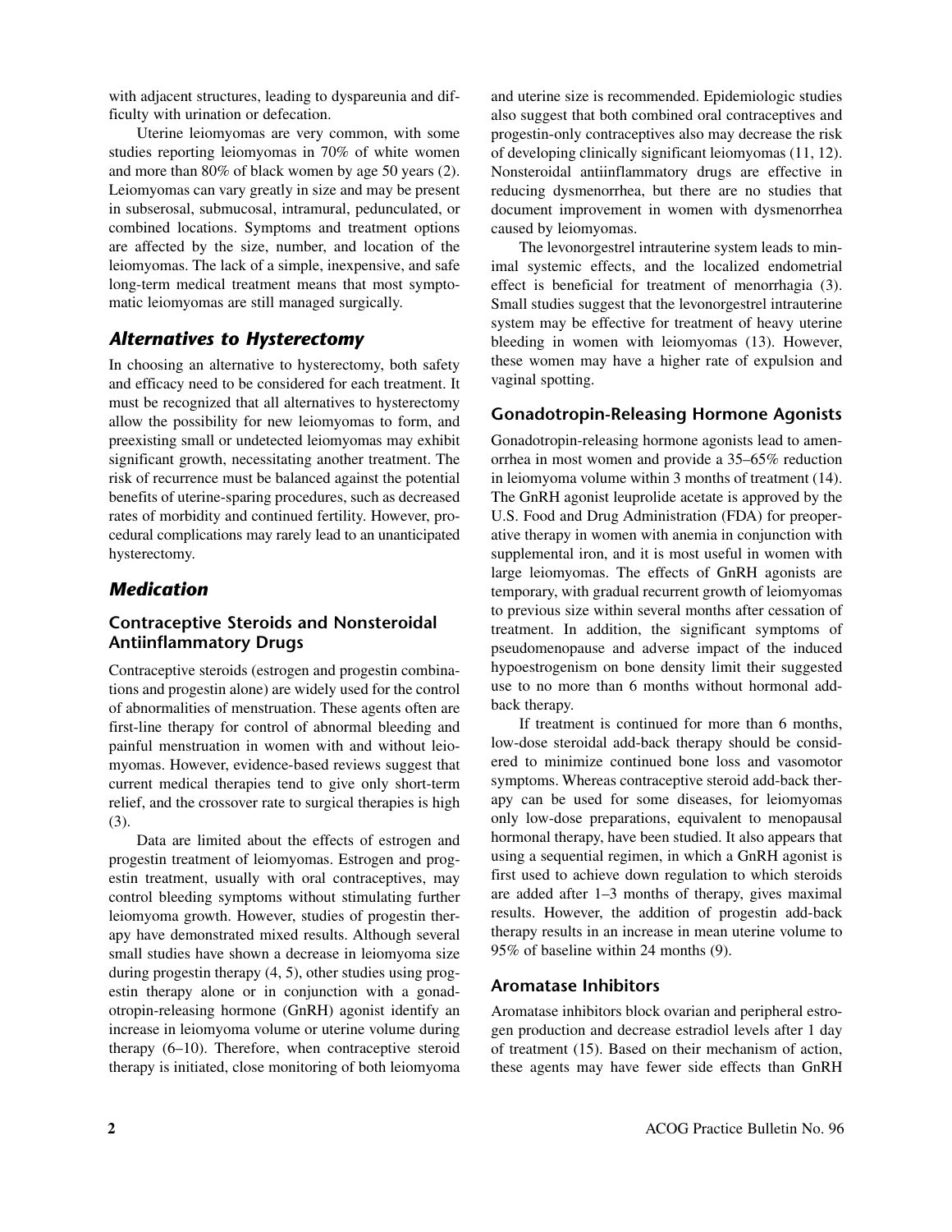with adjacent structures, leading to dyspareunia and difficulty with urination or defecation.

Uterine leiomyomas are very common, with some studies reporting leiomyomas in 70% of white women and more than 80% of black women by age 50 years (2). Leiomyomas can vary greatly in size and may be present in subserosal, submucosal, intramural, pedunculated, or combined locations. Symptoms and treatment options are affected by the size, number, and location of the leiomyomas. The lack of a simple, inexpensive, and safe long-term medical treatment means that most symptomatic leiomyomas are still managed surgically.

## *Alternatives to Hysterectomy*

In choosing an alternative to hysterectomy, both safety and efficacy need to be considered for each treatment. It must be recognized that all alternatives to hysterectomy allow the possibility for new leiomyomas to form, and preexisting small or undetected leiomyomas may exhibit significant growth, necessitating another treatment. The risk of recurrence must be balanced against the potential benefits of uterine-sparing procedures, such as decreased rates of morbidity and continued fertility. However, procedural complications may rarely lead to an unanticipated hysterectomy.

## *Medication*

### Contraceptive Steroids and Nonsteroidal Antiinflammatory Drugs

Contraceptive steroids (estrogen and progestin combinations and progestin alone) are widely used for the control of abnormalities of menstruation. These agents often are first-line therapy for control of abnormal bleeding and painful menstruation in women with and without leiomyomas. However, evidence-based reviews suggest that current medical therapies tend to give only short-term relief, and the crossover rate to surgical therapies is high (3).

Data are limited about the effects of estrogen and progestin treatment of leiomyomas. Estrogen and progestin treatment, usually with oral contraceptives, may control bleeding symptoms without stimulating further leiomyoma growth. However, studies of progestin therapy have demonstrated mixed results. Although several small studies have shown a decrease in leiomyoma size during progestin therapy (4, 5), other studies using progestin therapy alone or in conjunction with a gonadotropin-releasing hormone (GnRH) agonist identify an increase in leiomyoma volume or uterine volume during therapy (6–10). Therefore, when contraceptive steroid therapy is initiated, close monitoring of both leiomyoma and uterine size is recommended. Epidemiologic studies also suggest that both combined oral contraceptives and progestin-only contraceptives also may decrease the risk of developing clinically significant leiomyomas (11, 12). Nonsteroidal antiinflammatory drugs are effective in reducing dysmenorrhea, but there are no studies that document improvement in women with dysmenorrhea caused by leiomyomas.

The levonorgestrel intrauterine system leads to minimal systemic effects, and the localized endometrial effect is beneficial for treatment of menorrhagia (3). Small studies suggest that the levonorgestrel intrauterine system may be effective for treatment of heavy uterine bleeding in women with leiomyomas (13). However, these women may have a higher rate of expulsion and vaginal spotting.

### Gonadotropin-Releasing Hormone Agonists

Gonadotropin-releasing hormone agonists lead to amenorrhea in most women and provide a 35–65% reduction in leiomyoma volume within 3 months of treatment (14). The GnRH agonist leuprolide acetate is approved by the U.S. Food and Drug Administration (FDA) for preoperative therapy in women with anemia in conjunction with supplemental iron, and it is most useful in women with large leiomyomas. The effects of GnRH agonists are temporary, with gradual recurrent growth of leiomyomas to previous size within several months after cessation of treatment. In addition, the significant symptoms of pseudomenopause and adverse impact of the induced hypoestrogenism on bone density limit their suggested use to no more than 6 months without hormonal add-back therapy.

If treatment is continued for more than 6 months, low-dose steroidal add-back therapy should be considered to minimize continued bone loss and vasomotor symptoms. Whereas contraceptive steroid add-back therapy can be used for some diseases, for leiomyomas only low-dose preparations, equivalent to menopausal hormonal therapy, have been studied. It also appears that using a sequential regimen, in which a GnRH agonist is first used to achieve down regulation to which steroids are added after 1–3 months of therapy, gives maximal results. However, the addition of progestin add-back therapy results in an increase in mean uterine volume to 95% of baseline within 24 months (9).

### Aromatase Inhibitors

Aromatase inhibitors block ovarian and peripheral estrogen production and decrease estradiol levels after 1 day of treatment (15). Based on their mechanism of action, these agents may have fewer side effects than GnRH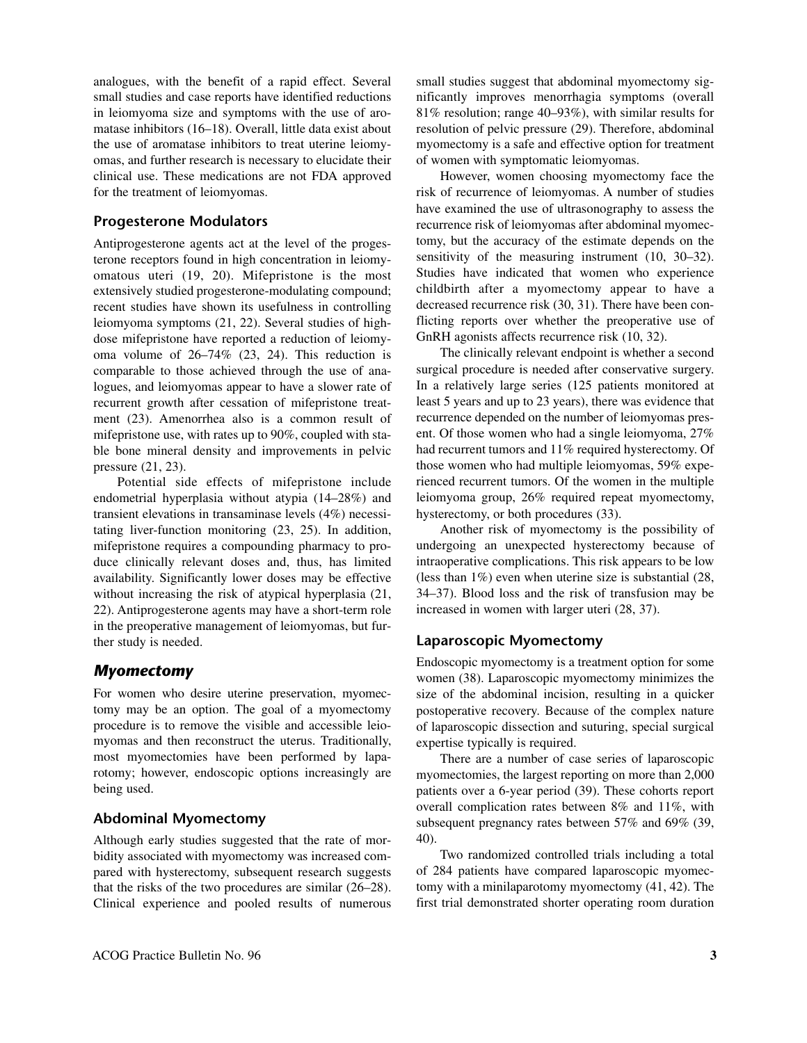analogues, with the benefit of a rapid effect. Several small studies and case reports have identified reductions in leiomyoma size and symptoms with the use of aromatase inhibitors (16–18). Overall, little data exist about the use of aromatase inhibitors to treat uterine leiomyomas, and further research is necessary to elucidate their clinical use. These medications are not FDA approved for the treatment of leiomyomas.

### Progesterone Modulators

Antiprogesterone agents act at the level of the progesterone receptors found in high concentration in leiomyomatous uteri (19, 20). Mifepristone is the most extensively studied progesterone-modulating compound; recent studies have shown its usefulness in controlling leiomyoma symptoms (21, 22). Several studies of high-dose mifepristone have reported a reduction of leiomyoma volume of 26–74% (23, 24). This reduction is comparable to those achieved through the use of analogues, and leiomyomas appear to have a slower rate of recurrent growth after cessation of mifepristone treatment (23). Amenorrhea also is a common result of mifepristone use, with rates up to 90%, coupled with stable bone mineral density and improvements in pelvic pressure (21, 23).

Potential side effects of mifepristone include endometrial hyperplasia without atypia (14–28%) and transient elevations in transaminase levels (4%) necessitating liver-function monitoring (23, 25). In addition, mifepristone requires a compounding pharmacy to produce clinically relevant doses and, thus, has limited availability. Significantly lower doses may be effective without increasing the risk of atypical hyperplasia (21, 22). Antiprogesterone agents may have a short-term role in the preoperative management of leiomyomas, but further study is needed.

## *Myomectomy*

For women who desire uterine preservation, myomectomy may be an option. The goal of a myomectomy procedure is to remove the visible and accessible leiomyomas and then reconstruct the uterus. Traditionally, most myomectomies have been performed by laparotomy; however, endoscopic options increasingly are being used.

### Abdominal Myomectomy

Although early studies suggested that the rate of morbidity associated with myomectomy was increased compared with hysterectomy, subsequent research suggests that the risks of the two procedures are similar (26–28). Clinical experience and pooled results of numerous small studies suggest that abdominal myomectomy significantly improves menorrhagia symptoms (overall 81% resolution; range 40–93%), with similar results for resolution of pelvic pressure (29). Therefore, abdominal myomectomy is a safe and effective option for treatment of women with symptomatic leiomyomas.

However, women choosing myomectomy face the risk of recurrence of leiomyomas. A number of studies have examined the use of ultrasonography to assess the recurrence risk of leiomyomas after abdominal myomectomy, but the accuracy of the estimate depends on the sensitivity of the measuring instrument (10, 30–32). Studies have indicated that women who experience childbirth after a myomectomy appear to have a decreased recurrence risk (30, 31). There have been conflicting reports over whether the preoperative use of GnRH agonists affects recurrence risk (10, 32).

The clinically relevant endpoint is whether a second surgical procedure is needed after conservative surgery. In a relatively large series (125 patients monitored at least 5 years and up to 23 years), there was evidence that recurrence depended on the number of leiomyomas present. Of those women who had a single leiomyoma, 27% had recurrent tumors and 11% required hysterectomy. Of those women who had multiple leiomyomas, 59% experienced recurrent tumors. Of the women in the multiple leiomyoma group, 26% required repeat myomectomy, hysterectomy, or both procedures (33).

Another risk of myomectomy is the possibility of undergoing an unexpected hysterectomy because of intraoperative complications. This risk appears to be low (less than 1%) even when uterine size is substantial (28, 34–37). Blood loss and the risk of transfusion may be increased in women with larger uteri (28, 37).

### Laparoscopic Myomectomy

Endoscopic myomectomy is a treatment option for some women (38). Laparoscopic myomectomy minimizes the size of the abdominal incision, resulting in a quicker postoperative recovery. Because of the complex nature of laparoscopic dissection and suturing, special surgical expertise typically is required.

There are a number of case series of laparoscopic myomectomies, the largest reporting on more than 2,000 patients over a 6-year period (39). These cohorts report overall complication rates between 8% and 11%, with subsequent pregnancy rates between 57% and 69% (39, 40).

Two randomized controlled trials including a total of 284 patients have compared laparoscopic myomectomy with a minilaparotomy myomectomy (41, 42). The first trial demonstrated shorter operating room duration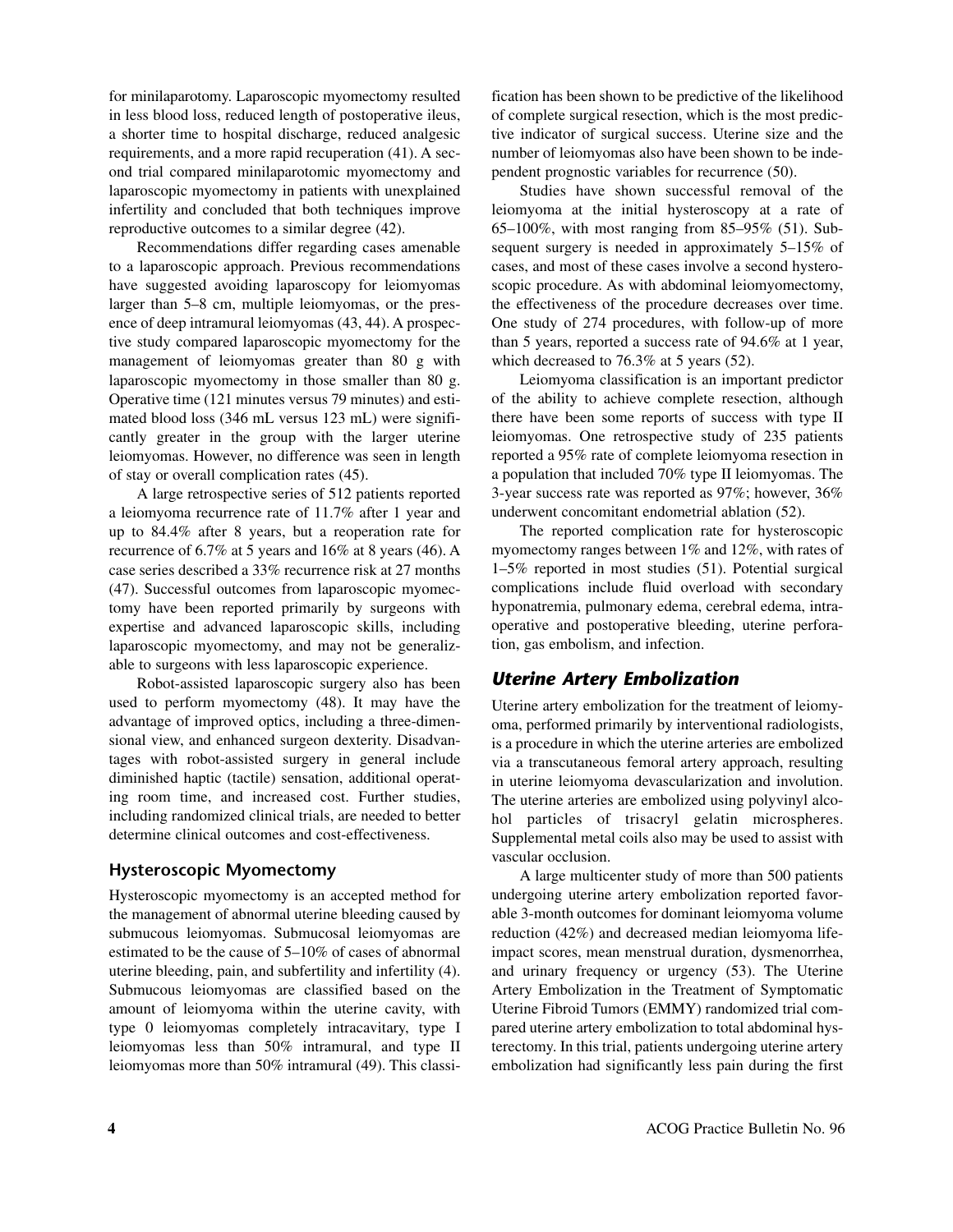for minilaparotomy. Laparoscopic myomectomy resulted in less blood loss, reduced length of postoperative ileus, a shorter time to hospital discharge, reduced analgesic requirements, and a more rapid recuperation (41). A second trial compared minilaparotomic myomectomy and laparoscopic myomectomy in patients with unexplained infertility and concluded that both techniques improve reproductive outcomes to a similar degree (42).

Recommendations differ regarding cases amenable to a laparoscopic approach. Previous recommendations have suggested avoiding laparoscopy for leiomyomas larger than 5–8 cm, multiple leiomyomas, or the presence of deep intramural leiomyomas (43, 44). A prospective study compared laparoscopic myomectomy for the management of leiomyomas greater than 80 g with laparoscopic myomectomy in those smaller than 80 g. Operative time (121 minutes versus 79 minutes) and estimated blood loss (346 mL versus 123 mL) were significantly greater in the group with the larger uterine leiomyomas. However, no difference was seen in length of stay or overall complication rates (45).

A large retrospective series of 512 patients reported a leiomyoma recurrence rate of 11.7% after 1 year and up to 84.4% after 8 years, but a reoperation rate for recurrence of 6.7% at 5 years and 16% at 8 years (46). A case series described a 33% recurrence risk at 27 months (47). Successful outcomes from laparoscopic myomectomy have been reported primarily by surgeons with expertise and advanced laparoscopic skills, including laparoscopic myomectomy, and may not be generalizable to surgeons with less laparoscopic experience.

Robot-assisted laparoscopic surgery also has been used to perform myomectomy (48). It may have the advantage of improved optics, including a three-dimensional view, and enhanced surgeon dexterity. Disadvantages with robot-assisted surgery in general include diminished haptic (tactile) sensation, additional operating room time, and increased cost. Further studies, including randomized clinical trials, are needed to better determine clinical outcomes and cost-effectiveness.

### Hysteroscopic Myomectomy

Hysteroscopic myomectomy is an accepted method for the management of abnormal uterine bleeding caused by submucous leiomyomas. Submucosal leiomyomas are estimated to be the cause of 5–10% of cases of abnormal uterine bleeding, pain, and subfertility and infertility (4). Submucous leiomyomas are classified based on the amount of leiomyoma within the uterine cavity, with type 0 leiomyomas completely intracavitary, type I leiomyomas less than 50% intramural, and type II leiomyomas more than 50% intramural (49). This classification has been shown to be predictive of the likelihood of complete surgical resection, which is the most predictive indicator of surgical success. Uterine size and the number of leiomyomas also have been shown to be independent prognostic variables for recurrence (50).

Studies have shown successful removal of the leiomyoma at the initial hysteroscopy at a rate of 65–100%, with most ranging from 85–95% (51). Subsequent surgery is needed in approximately 5–15% of cases, and most of these cases involve a second hysteroscopic procedure. As with abdominal leiomyectomy, the effectiveness of the procedure decreases over time. One study of 274 procedures, with follow-up of more than 5 years, reported a success rate of 94.6% at 1 year, which decreased to 76.3% at 5 years (52).

Leiomyoma classification is an important predictor of the ability to achieve complete resection, although there have been some reports of success with type II leiomyomas. One retrospective study of 235 patients reported a 95% rate of complete leiomyoma resection in a population that included 70% type II leiomyomas. The 3-year success rate was reported as 97%; however, 36% underwent concomitant endometrial ablation (52).

The reported complication rate for hysteroscopic myomectomy ranges between 1% and 12%, with rates of 1–5% reported in most studies (51). Potential surgical complications include fluid overload with secondary hyponatremia, pulmonary edema, cerebral edema, intraoperative and postoperative bleeding, uterine perforation, gas embolism, and infection.

## *Uterine Artery Embolization*

Uterine artery embolization for the treatment of leiomyoma, performed primarily by interventional radiologists, is a procedure in which the uterine arteries are embolized via a transcutaneous femoral artery approach, resulting in uterine leiomyoma devascularization and involution. The uterine arteries are embolized using polyvinyl alcohol particles of trisacryl gelatin microspheres. Supplemental metal coils also may be used to assist with vascular occlusion.

A large multicenter study of more than 500 patients undergoing uterine artery embolization reported favorable 3-month outcomes for dominant leiomyoma volume reduction (42%) and decreased median leiomyoma life-impact scores, mean menstrual duration, dysmenorrhea, and urinary frequency or urgency (53). The Uterine Artery Embolization in the Treatment of Symptomatic Uterine Fibroid Tumors (EMMY) randomized trial compared uterine artery embolization to total abdominal hysterectomy. In this trial, patients undergoing uterine artery embolization had significantly less pain during the first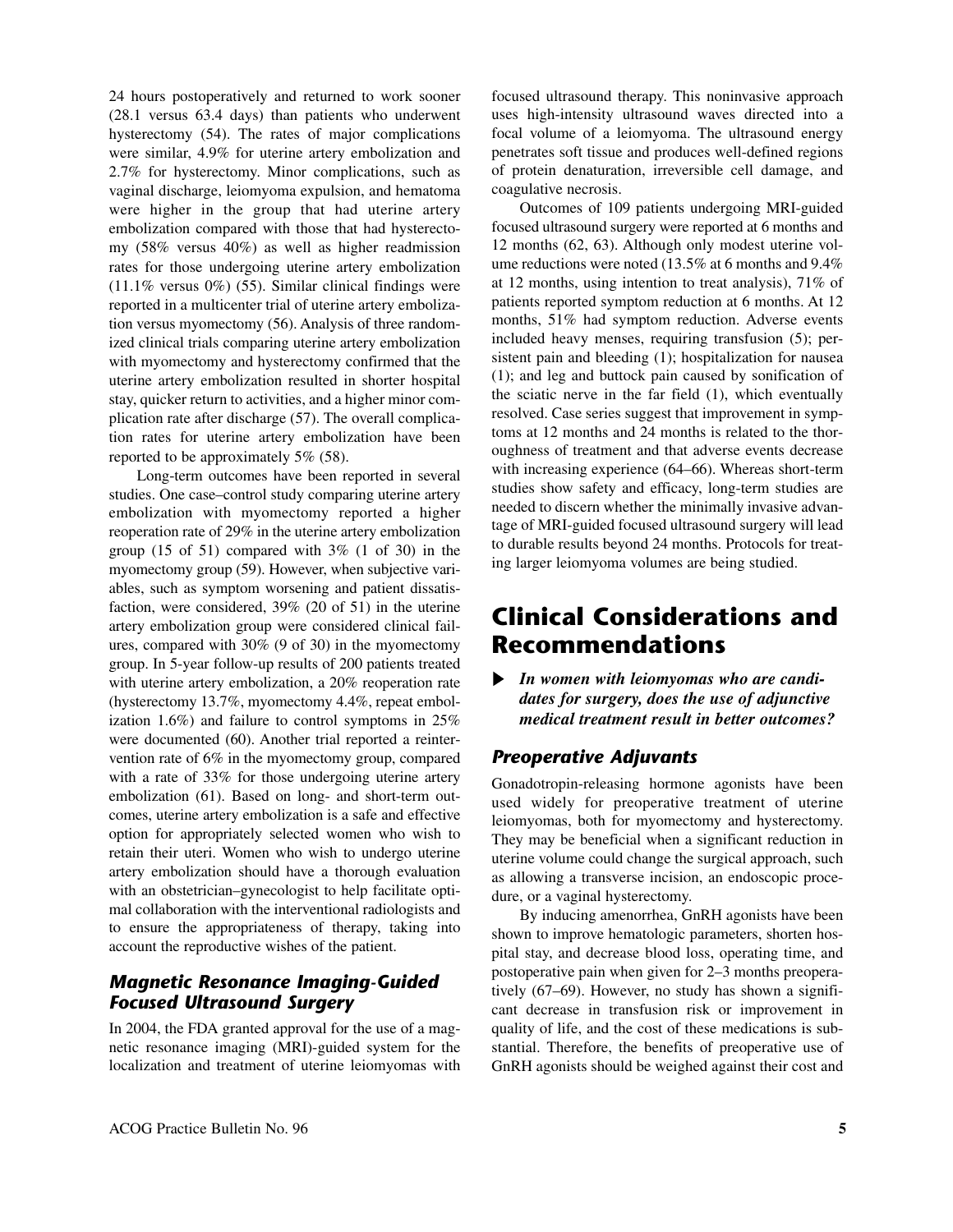24 hours postoperatively and returned to work sooner (28.1 versus 63.4 days) than patients who underwent hysterectomy (54). The rates of major complications were similar, 4.9% for uterine artery embolization and 2.7% for hysterectomy. Minor complications, such as vaginal discharge, leiomyoma expulsion, and hematoma were higher in the group that had uterine artery embolization compared with those that had hysterectomy (58% versus 40%) as well as higher readmission rates for those undergoing uterine artery embolization (11.1% versus 0%) (55). Similar clinical findings were reported in a multicenter trial of uterine artery embolization versus myomectomy (56). Analysis of three randomized clinical trials comparing uterine artery embolization with myomectomy and hysterectomy confirmed that the uterine artery embolization resulted in shorter hospital stay, quicker return to activities, and a higher minor complication rate after discharge (57). The overall complication rates for uterine artery embolization have been reported to be approximately 5% (58).

Long-term outcomes have been reported in several studies. One case–control study comparing uterine artery embolization with myomectomy reported a higher reoperation rate of 29% in the uterine artery embolization group (15 of 51) compared with 3% (1 of 30) in the myomectomy group (59). However, when subjective variables, such as symptom worsening and patient dissatisfaction, were considered, 39% (20 of 51) in the uterine artery embolization group were considered clinical failures, compared with 30% (9 of 30) in the myomectomy group. In 5-year follow-up results of 200 patients treated with uterine artery embolization, a 20% reoperation rate (hysterectomy 13.7%, myomectomy 4.4%, repeat embolization 1.6%) and failure to control symptoms in 25% were documented (60). Another trial reported a reintervention rate of 6% in the myomectomy group, compared with a rate of 33% for those undergoing uterine artery embolization (61). Based on long- and short-term outcomes, uterine artery embolization is a safe and effective option for appropriately selected women who wish to retain their uteri. Women who wish to undergo uterine artery embolization should have a thorough evaluation with an obstetrician–gynecologist to help facilitate optimal collaboration with the interventional radiologists and to ensure the appropriateness of therapy, taking into account the reproductive wishes of the patient.

### *Magnetic Resonance Imaging-Guided Focused Ultrasound Surgery*

In 2004, the FDA granted approval for the use of a magnetic resonance imaging (MRI)-guided system for the localization and treatment of uterine leiomyomas with focused ultrasound therapy. This noninvasive approach uses high-intensity ultrasound waves directed into a focal volume of a leiomyoma. The ultrasound energy penetrates soft tissue and produces well-defined regions of protein denaturation, irreversible cell damage, and coagulative necrosis.

Outcomes of 109 patients undergoing MRI-guided focused ultrasound surgery were reported at 6 months and 12 months (62, 63). Although only modest uterine volume reductions were noted (13.5% at 6 months and 9.4% at 12 months, using intention to treat analysis), 71% of patients reported symptom reduction at 6 months. At 12 months, 51% had symptom reduction. Adverse events included heavy menses, requiring transfusion (5); persistent pain and bleeding (1); hospitalization for nausea (1); and leg and buttock pain caused by sonification of the sciatic nerve in the far field (1), which eventually resolved. Case series suggest that improvement in symptoms at 12 months and 24 months is related to the thoroughness of treatment and that adverse events decrease with increasing experience (64–66). Whereas short-term studies show safety and efficacy, long-term studies are needed to discern whether the minimally invasive advantage of MRI-guided focused ultrasound surgery will lead to durable results beyond 24 months. Protocols for treating larger leiomyoma volumes are being studied.

## Clinical Considerations and Recommendations

▶ ***In women with leiomyomas who are candidates for surgery, does the use of adjunctive medical treatment result in better outcomes?***

### *Preoperative Adjuvants*

Gonadotropin-releasing hormone agonists have been used widely for preoperative treatment of uterine leiomyomas, both for myomectomy and hysterectomy. They may be beneficial when a significant reduction in uterine volume could change the surgical approach, such as allowing a transverse incision, an endoscopic procedure, or a vaginal hysterectomy.

By inducing amenorrhea, GnRH agonists have been shown to improve hematologic parameters, shorten hospital stay, and decrease blood loss, operating time, and postoperative pain when given for 2–3 months preoperatively (67–69). However, no study has shown a significant decrease in transfusion risk or improvement in quality of life, and the cost of these medications is substantial. Therefore, the benefits of preoperative use of GnRH agonists should be weighed against their cost and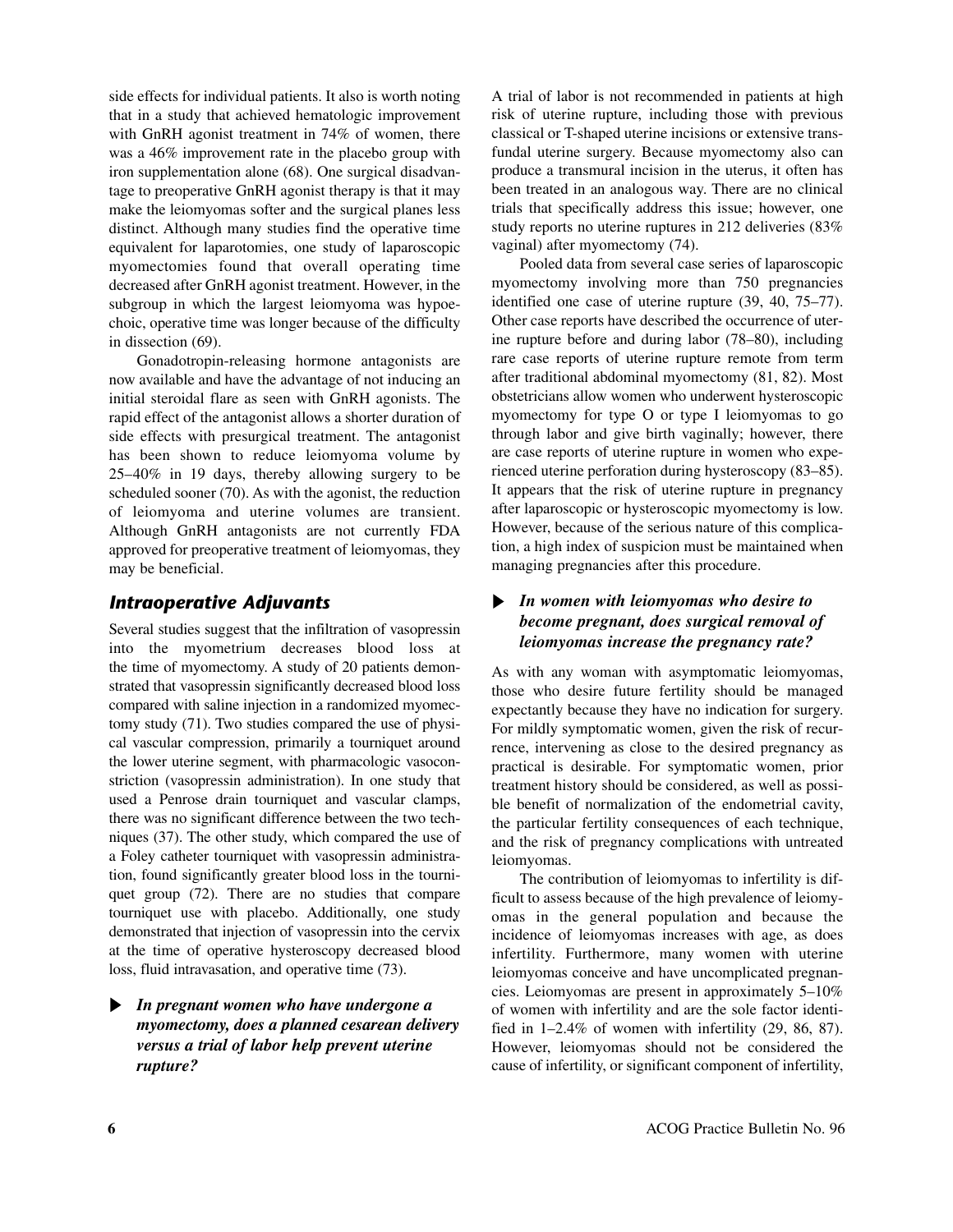side effects for individual patients. It also is worth noting that in a study that achieved hematologic improvement with GnRH agonist treatment in 74% of women, there was a 46% improvement rate in the placebo group with iron supplementation alone (68). One surgical disadvantage to preoperative GnRH agonist therapy is that it may make the leiomyomas softer and the surgical planes less distinct. Although many studies find the operative time equivalent for laparotomies, one study of laparoscopic myomectomies found that overall operating time decreased after GnRH agonist treatment. However, in the subgroup in which the largest leiomyoma was hypoechoic, operative time was longer because of the difficulty in dissection (69).

Gonadotropin-releasing hormone antagonists are now available and have the advantage of not inducing an initial steroidal flare as seen with GnRH agonists. The rapid effect of the antagonist allows a shorter duration of side effects with presurgical treatment. The antagonist has been shown to reduce leiomyoma volume by 25–40% in 19 days, thereby allowing surgery to be scheduled sooner (70). As with the agonist, the reduction of leiomyoma and uterine volumes are transient. Although GnRH antagonists are not currently FDA approved for preoperative treatment of leiomyomas, they may be beneficial.

### *Intraoperative Adjuvants*

Several studies suggest that the infiltration of vasopressin into the myometrium decreases blood loss at the time of myomectomy. A study of 20 patients demonstrated that vasopressin significantly decreased blood loss compared with saline injection in a randomized myomectomy study (71). Two studies compared the use of physical vascular compression, primarily a tourniquet around the lower uterine segment, with pharmacologic vasoconstriction (vasopressin administration). In one study that used a Penrose drain tourniquet and vascular clamps, there was no significant difference between the two techniques (37). The other study, which compared the use of a Foley catheter tourniquet with vasopressin administration, found significantly greater blood loss in the tourniquet group (72). There are no studies that compare tourniquet use with placebo. Additionally, one study demonstrated that injection of vasopressin into the cervix at the time of operative hysteroscopy decreased blood loss, fluid intravasation, and operative time (73).

▶ ***In pregnant women who have undergone a myomectomy, does a planned cesarean delivery versus a trial of labor help prevent uterine rupture?***

A trial of labor is not recommended in patients at high risk of uterine rupture, including those with previous classical or T-shaped uterine incisions or extensive transfundal uterine surgery. Because myomectomy also can produce a transmural incision in the uterus, it often has been treated in an analogous way. There are no clinical trials that specifically address this issue; however, one study reports no uterine ruptures in 212 deliveries (83% vaginal) after myomectomy (74).

Pooled data from several case series of laparoscopic myomectomy involving more than 750 pregnancies identified one case of uterine rupture (39, 40, 75–77). Other case reports have described the occurrence of uterine rupture before and during labor (78–80), including rare case reports of uterine rupture remote from term after traditional abdominal myomectomy (81, 82). Most obstetricians allow women who underwent hysteroscopic myomectomy for type O or type I leiomyomas to go through labor and give birth vaginally; however, there are case reports of uterine rupture in women who experienced uterine perforation during hysteroscopy (83–85). It appears that the risk of uterine rupture in pregnancy after laparoscopic or hysteroscopic myomectomy is low. However, because of the serious nature of this complication, a high index of suspicion must be maintained when managing pregnancies after this procedure.

▶ ***In women with leiomyomas who desire to become pregnant, does surgical removal of leiomyomas increase the pregnancy rate?***

As with any woman with asymptomatic leiomyomas, those who desire future fertility should be managed expectantly because they have no indication for surgery. For mildly symptomatic women, given the risk of recurrence, intervening as close to the desired pregnancy as practical is desirable. For symptomatic women, prior treatment history should be considered, as well as possible benefit of normalization of the endometrial cavity, the particular fertility consequences of each technique, and the risk of pregnancy complications with untreated leiomyomas.

The contribution of leiomyomas to infertility is difficult to assess because of the high prevalence of leiomyomas in the general population and because the incidence of leiomyomas increases with age, as does infertility. Furthermore, many women with uterine leiomyomas conceive and have uncomplicated pregnancies. Leiomyomas are present in approximately 5–10% of women with infertility and are the sole factor identified in 1–2.4% of women with infertility (29, 86, 87). However, leiomyomas should not be considered the cause of infertility, or significant component of infertility,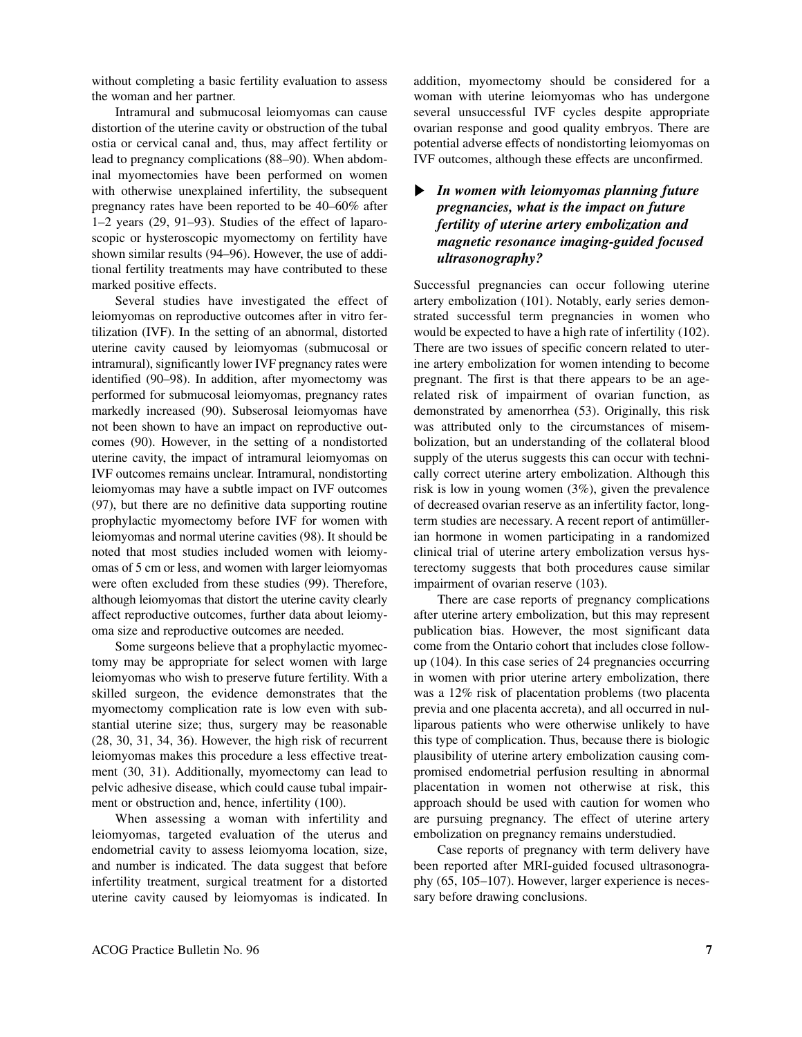without completing a basic fertility evaluation to assess the woman and her partner.

Intramural and submucosal leiomyomas can cause distortion of the uterine cavity or obstruction of the tubal ostia or cervical canal and, thus, may affect fertility or lead to pregnancy complications (88–90). When abdominal myomectomies have been performed on women with otherwise unexplained infertility, the subsequent pregnancy rates have been reported to be 40–60% after 1–2 years (29, 91–93). Studies of the effect of laparoscopic or hysteroscopic myomectomy on fertility have shown similar results (94–96). However, the use of additional fertility treatments may have contributed to these marked positive effects.

Several studies have investigated the effect of leiomyomas on reproductive outcomes after in vitro fertilization (IVF). In the setting of an abnormal, distorted uterine cavity caused by leiomyomas (submucosal or intramural), significantly lower IVF pregnancy rates were identified (90–98). In addition, after myomectomy was performed for submucosal leiomyomas, pregnancy rates markedly increased (90). Subserosal leiomyomas have not been shown to have an impact on reproductive outcomes (90). However, in the setting of a nondistorted uterine cavity, the impact of intramural leiomyomas on IVF outcomes remains unclear. Intramural, nondistorting leiomyomas may have a subtle impact on IVF outcomes (97), but there are no definitive data supporting routine prophylactic myomectomy before IVF for women with leiomyomas and normal uterine cavities (98). It should be noted that most studies included women with leiomyomas of 5 cm or less, and women with larger leiomyomas were often excluded from these studies (99). Therefore, although leiomyomas that distort the uterine cavity clearly affect reproductive outcomes, further data about leiomyoma size and reproductive outcomes are needed.

Some surgeons believe that a prophylactic myomectomy may be appropriate for select women with large leiomyomas who wish to preserve future fertility. With a skilled surgeon, the evidence demonstrates that the myomectomy complication rate is low even with substantial uterine size; thus, surgery may be reasonable (28, 30, 31, 34, 36). However, the high risk of recurrent leiomyomas makes this procedure a less effective treatment (30, 31). Additionally, myomectomy can lead to pelvic adhesive disease, which could cause tubal impairment or obstruction and, hence, infertility (100).

When assessing a woman with infertility and leiomyomas, targeted evaluation of the uterus and endometrial cavity to assess leiomyoma location, size, and number is indicated. The data suggest that before infertility treatment, surgical treatment for a distorted uterine cavity caused by leiomyomas is indicated. In addition, myomectomy should be considered for a woman with uterine leiomyomas who has undergone several unsuccessful IVF cycles despite appropriate ovarian response and good quality embryos. There are potential adverse effects of nondistorting leiomyomas on IVF outcomes, although these effects are unconfirmed.

### ▶ *In women with leiomyomas planning future pregnancies, what is the impact on future fertility of uterine artery embolization and magnetic resonance imaging-guided focused ultrasonography?*

Successful pregnancies can occur following uterine artery embolization (101). Notably, early series demonstrated successful term pregnancies in women who would be expected to have a high rate of infertility (102). There are two issues of specific concern related to uterine artery embolization for women intending to become pregnant. The first is that there appears to be an age-related risk of impairment of ovarian function, as demonstrated by amenorrhea (53). Originally, this risk was attributed only to the circumstances of misembolization, but an understanding of the collateral blood supply of the uterus suggests this can occur with technically correct uterine artery embolization. Although this risk is low in young women (3%), given the prevalence of decreased ovarian reserve as an infertility factor, long-term studies are necessary. A recent report of antimüllerian hormone in women participating in a randomized clinical trial of uterine artery embolization versus hysterectomy suggests that both procedures cause similar impairment of ovarian reserve (103).

There are case reports of pregnancy complications after uterine artery embolization, but this may represent publication bias. However, the most significant data come from the Ontario cohort that includes close follow-up (104). In this case series of 24 pregnancies occurring in women with prior uterine artery embolization, there was a 12% risk of placentation problems (two placenta previa and one placenta accreta), and all occurred in nulliparous patients who were otherwise unlikely to have this type of complication. Thus, because there is biologic plausibility of uterine artery embolization causing compromised endometrial perfusion resulting in abnormal placentation in women not otherwise at risk, this approach should be used with caution for women who are pursuing pregnancy. The effect of uterine artery embolization on pregnancy remains understudied.

Case reports of pregnancy with term delivery have been reported after MRI-guided focused ultrasonography (65, 105–107). However, larger experience is necessary before drawing conclusions.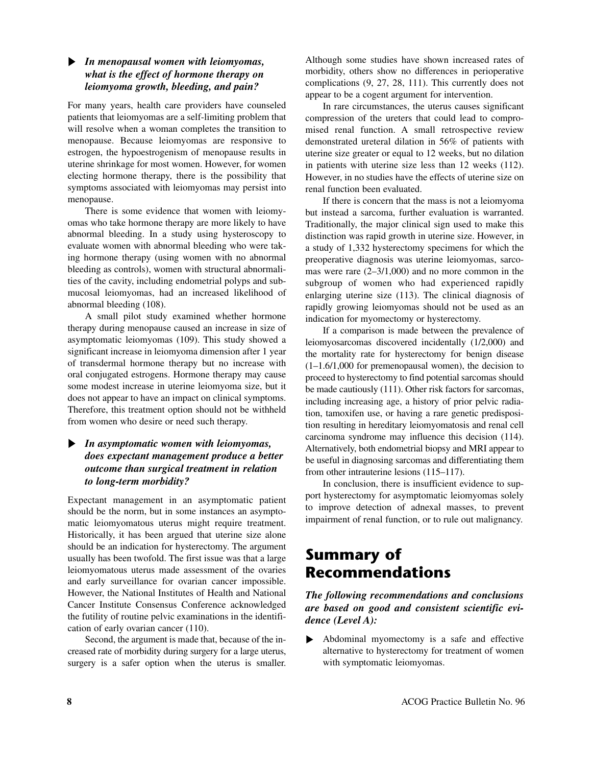### ▶ *In menopausal women with leiomyomas, what is the effect of hormone therapy on leiomyoma growth, bleeding, and pain?*

For many years, health care providers have counseled patients that leiomyomas are a self-limiting problem that will resolve when a woman completes the transition to menopause. Because leiomyomas are responsive to estrogen, the hypoestrogenism of menopause results in uterine shrinkage for most women. However, for women electing hormone therapy, there is the possibility that symptoms associated with leiomyomas may persist into menopause.

There is some evidence that women with leiomyomas who take hormone therapy are more likely to have abnormal bleeding. In a study using hysteroscopy to evaluate women with abnormal bleeding who were taking hormone therapy (using women with no abnormal bleeding as controls), women with structural abnormalities of the cavity, including endometrial polyps and submucosal leiomyomas, had an increased likelihood of abnormal bleeding (108).

A small pilot study examined whether hormone therapy during menopause caused an increase in size of asymptomatic leiomyomas (109). This study showed a significant increase in leiomyoma dimension after 1 year of transdermal hormone therapy but no increase with oral conjugated estrogens. Hormone therapy may cause some modest increase in uterine leiomyoma size, but it does not appear to have an impact on clinical symptoms. Therefore, this treatment option should not be withheld from women who desire or need such therapy.

### ▶ *In asymptomatic women with leiomyomas, does expectant management produce a better outcome than surgical treatment in relation to long-term morbidity?*

Expectant management in an asymptomatic patient should be the norm, but in some instances an asymptomatic leiomyomatous uterus might require treatment. Historically, it has been argued that uterine size alone should be an indication for hysterectomy. The argument usually has been twofold. The first issue was that a large leiomyomatous uterus made assessment of the ovaries and early surveillance for ovarian cancer impossible. However, the National Institutes of Health and National Cancer Institute Consensus Conference acknowledged the futility of routine pelvic examinations in the identification of early ovarian cancer (110).

Second, the argument is made that, because of the increased rate of morbidity during surgery for a large uterus, surgery is a safer option when the uterus is smaller. Although some studies have shown increased rates of morbidity, others show no differences in perioperative complications (9, 27, 28, 111). This currently does not appear to be a cogent argument for intervention.

In rare circumstances, the uterus causes significant compression of the ureters that could lead to compromised renal function. A small retrospective review demonstrated ureteral dilation in 56% of patients with uterine size greater or equal to 12 weeks, but no dilation in patients with uterine size less than 12 weeks (112). However, in no studies have the effects of uterine size on renal function been evaluated.

If there is concern that the mass is not a leiomyoma but instead a sarcoma, further evaluation is warranted. Traditionally, the major clinical sign used to make this distinction was rapid growth in uterine size. However, in a study of 1,332 hysterectomy specimens for which the preoperative diagnosis was uterine leiomyomas, sarcomas were rare (2–3/1,000) and no more common in the subgroup of women who had experienced rapidly enlarging uterine size (113). The clinical diagnosis of rapidly growing leiomyomas should not be used as an indication for myomectomy or hysterectomy.

If a comparison is made between the prevalence of leiomyosarcomas discovered incidentally (1/2,000) and the mortality rate for hysterectomy for benign disease (1–1.6/1,000 for premenopausal women), the decision to proceed to hysterectomy to find potential sarcomas should be made cautiously (111). Other risk factors for sarcomas, including increasing age, a history of prior pelvic radiation, tamoxifen use, or having a rare genetic predisposition resulting in hereditary leiomyomatosis and renal cell carcinoma syndrome may influence this decision (114). Alternatively, both endometrial biopsy and MRI appear to be useful in diagnosing sarcomas and differentiating them from other intrauterine lesions (115–117).

In conclusion, there is insufficient evidence to support hysterectomy for asymptomatic leiomyomas solely to improve detection of adnexal masses, to prevent impairment of renal function, or to rule out malignancy.

# Summary of Recommendations

***The following recommendations and conclusions are based on good and consistent scientific evidence (Level A):***

- ▶ Abdominal myomectomy is a safe and effective alternative to hysterectomy for treatment of women with symptomatic leiomyomas.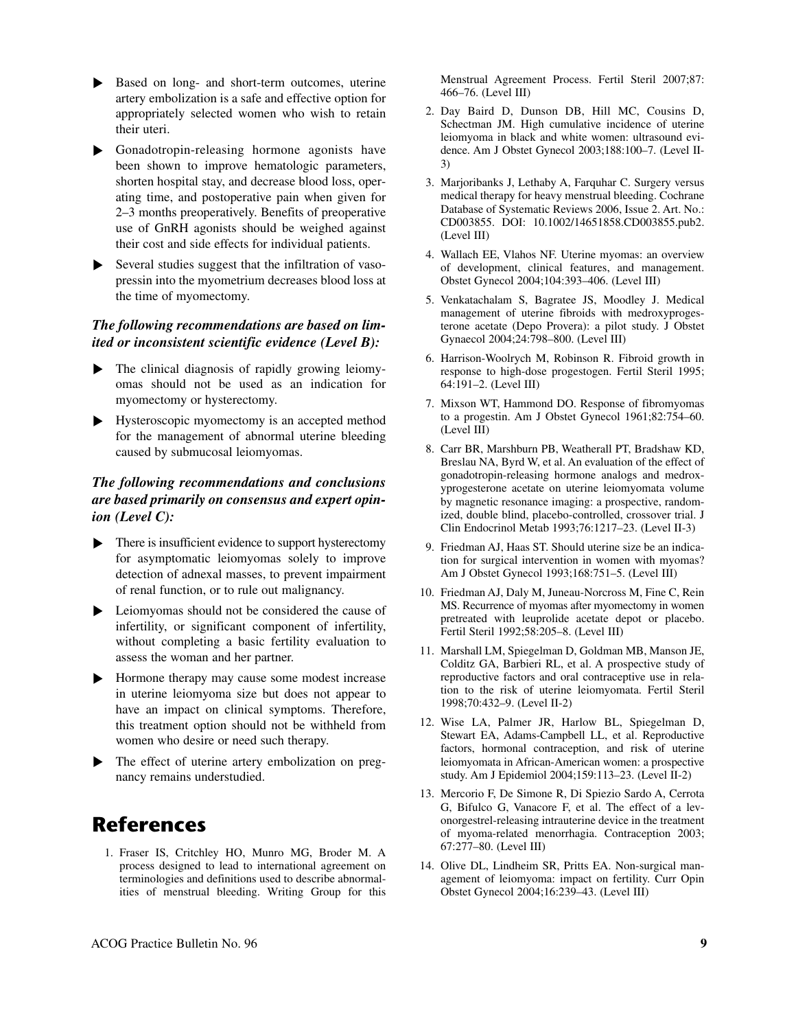- Based on long- and short-term outcomes, uterine artery embolization is a safe and effective option for appropriately selected women who wish to retain their uteri.
- Gonadotropin-releasing hormone agonists have been shown to improve hematologic parameters, shorten hospital stay, and decrease blood loss, operating time, and postoperative pain when given for 2–3 months preoperatively. Benefits of preoperative use of GnRH agonists should be weighed against their cost and side effects for individual patients.
- Several studies suggest that the infiltration of vasopressin into the myometrium decreases blood loss at the time of myomectomy.

### *The following recommendations are based on limited or inconsistent scientific evidence (Level B):*

- The clinical diagnosis of rapidly growing leiomyomas should not be used as an indication for myomectomy or hysterectomy.
- Hysteroscopic myomectomy is an accepted method for the management of abnormal uterine bleeding caused by submucosal leiomyomas.

### *The following recommendations and conclusions are based primarily on consensus and expert opinion (Level C):*

- There is insufficient evidence to support hysterectomy for asymptomatic leiomyomas solely to improve detection of adnexal masses, to prevent impairment of renal function, or to rule out malignancy.
- Leiomyomas should not be considered the cause of infertility, or significant component of infertility, without completing a basic fertility evaluation to assess the woman and her partner.
- Hormone therapy may cause some modest increase in uterine leiomyoma size but does not appear to have an impact on clinical symptoms. Therefore, this treatment option should not be withheld from women who desire or need such therapy.
- The effect of uterine artery embolization on pregnancy remains understudied.

## References

1. Fraser IS, Critchley HO, Munro MG, Broder M. A process designed to lead to international agreement on terminologies and definitions used to describe abnormalities of menstrual bleeding. Writing Group for this Menstrual Agreement Process. Fertil Steril 2007;87: 466–76. (Level III)
2. Day Baird D, Dunson DB, Hill MC, Cousins D, Schectman JM. High cumulative incidence of uterine leiomyoma in black and white women: ultrasound evidence. Am J Obstet Gynecol 2003;188:100–7. (Level II-3)
3. Marjoribanks J, Lethaby A, Farquhar C. Surgery versus medical therapy for heavy menstrual bleeding. Cochrane Database of Systematic Reviews 2006, Issue 2. Art. No.: CD003855. DOI: 10.1002/14651858.CD003855.pub2. (Level III)
4. Wallach EE, Vlahos NF. Uterine myomas: an overview of development, clinical features, and management. Obstet Gynecol 2004;104:393–406. (Level III)
5. Venkatachalam S, Bagratee JS, Moodley J. Medical management of uterine fibroids with medroxyprogesterone acetate (Depo Provera): a pilot study. J Obstet Gynaecol 2004;24:798–800. (Level III)
6. Harrison-Woolrych M, Robinson R. Fibroid growth in response to high-dose progestogen. Fertil Steril 1995; 64:191–2. (Level III)
7. Mixson WT, Hammond DO. Response of fibromyomas to a progestin. Am J Obstet Gynecol 1961;82:754–60. (Level III)
8. Carr BR, Marshburn PB, Weatherall PT, Bradshaw KD, Breslau NA, Byrd W, et al. An evaluation of the effect of gonadotropin-releasing hormone analogs and medroxyprogesterone acetate on uterine leiomyomata volume by magnetic resonance imaging: a prospective, randomized, double blind, placebo-controlled, crossover trial. J Clin Endocrinol Metab 1993;76:1217–23. (Level II-3)
9. Friedman AJ, Haas ST. Should uterine size be an indication for surgical intervention in women with myomas? Am J Obstet Gynecol 1993;168:751–5. (Level III)
10. Friedman AJ, Daly M, Juneau-Norcross M, Fine C, Rein MS. Recurrence of myomas after myomectomy in women pretreated with leuprolide acetate depot or placebo. Fertil Steril 1992;58:205–8. (Level III)
11. Marshall LM, Spiegelman D, Goldman MB, Manson JE, Colditz GA, Barbieri RL, et al. A prospective study of reproductive factors and oral contraceptive use in relation to the risk of uterine leiomyomata. Fertil Steril 1998;70:432–9. (Level II-2)
12. Wise LA, Palmer JR, Harlow BL, Spiegelman D, Stewart EA, Adams-Campbell LL, et al. Reproductive factors, hormonal contraception, and risk of uterine leiomyomata in African-American women: a prospective study. Am J Epidemiol 2004;159:113–23. (Level II-2)
13. Mercorio F, De Simone R, Di Spiezio Sardo A, Cerrota G, Bifulco G, Vanacore F, et al. The effect of a levonorgestrel-releasing intrauterine device in the treatment of myoma-related menorrhagia. Contraception 2003; 67:277–80. (Level III)
14. Olive DL, Lindheim SR, Pritts EA. Non-surgical management of leiomyoma: impact on fertility. Curr Opin Obstet Gynecol 2004;16:239–43. (Level III)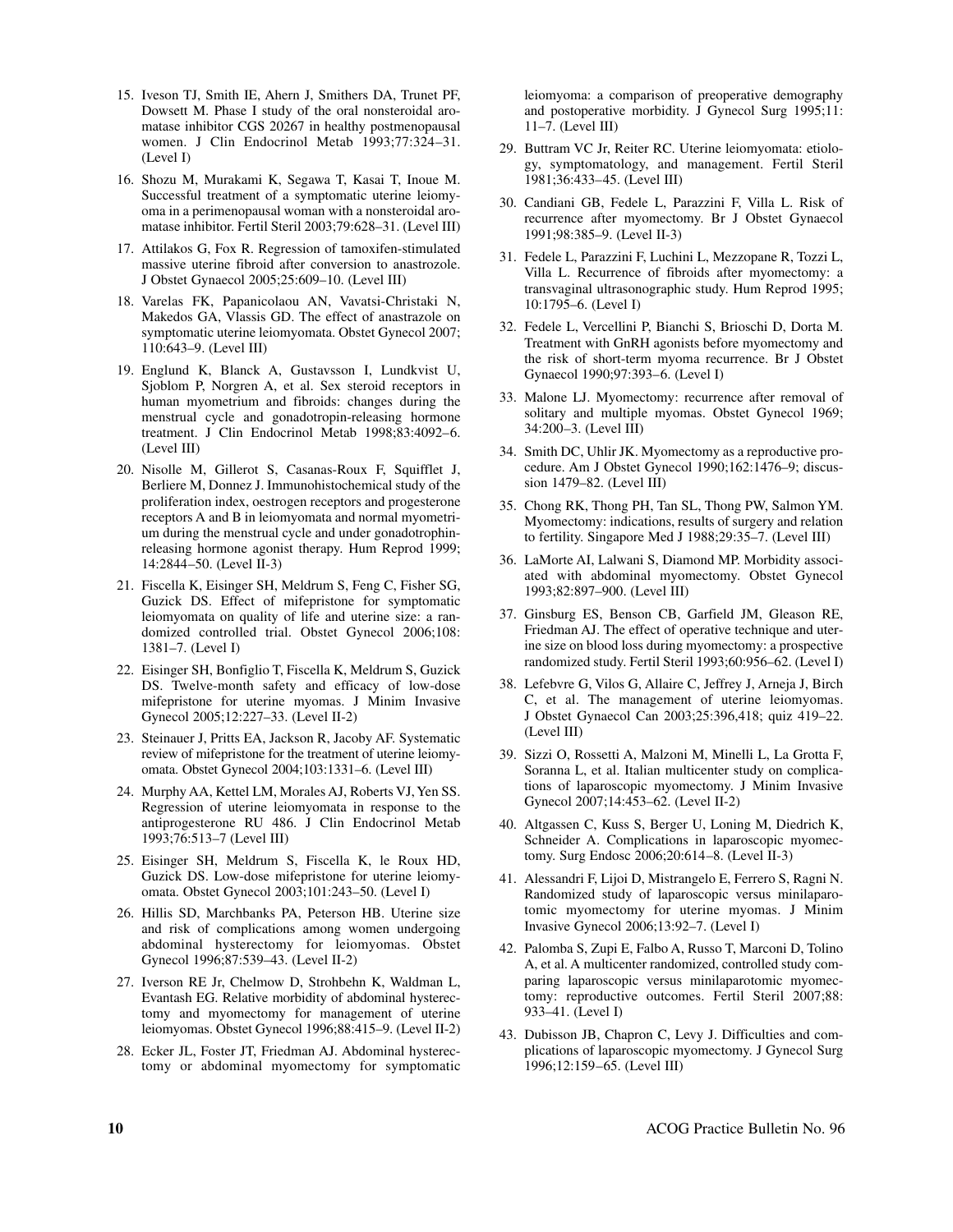15. Iveson TJ, Smith IE, Ahern J, Smithers DA, Trunet PF, Dowsett M. Phase I study of the oral nonsteroidal aromatase inhibitor CGS 20267 in healthy postmenopausal women. J Clin Endocrinol Metab 1993;77:324–31. (Level I)

16. Shozu M, Murakami K, Segawa T, Kasai T, Inoue M. Successful treatment of a symptomatic uterine leiomyoma in a perimenopausal woman with a nonsteroidal aromatase inhibitor. Fertil Steril 2003;79:628–31. (Level III)

17. Attilakos G, Fox R. Regression of tamoxifen-stimulated massive uterine fibroid after conversion to anastrozole. J Obstet Gynaecol 2005;25:609–10. (Level III)

18. Varelas FK, Papanicolaou AN, Vavatsi-Christaki N, Makedos GA, Vlassis GD. The effect of anastrazole on symptomatic uterine leiomyomata. Obstet Gynecol 2007; 110:643–9. (Level III)

19. Englund K, Blanck A, Gustavsson I, Lundkvist U, Sjoblom P, Norgren A, et al. Sex steroid receptors in human myometrium and fibroids: changes during the menstrual cycle and gonadotropin-releasing hormone treatment. J Clin Endocrinol Metab 1998;83:4092–6. (Level III)

20. Nisolle M, Gillerot S, Casanas-Roux F, Squifflet J, Berliere M, Donnez J. Immunohistochemical study of the proliferation index, oestrogen receptors and progesterone receptors A and B in leiomyomata and normal myometrium during the menstrual cycle and under gonadotrophin-releasing hormone agonist therapy. Hum Reprod 1999; 14:2844–50. (Level II-3)

21. Fiscella K, Eisinger SH, Meldrum S, Feng C, Fisher SG, Guzick DS. Effect of mifepristone for symptomatic leiomyomata on quality of life and uterine size: a randomized controlled trial. Obstet Gynecol 2006;108: 1381–7. (Level I)

22. Eisinger SH, Bonfiglio T, Fiscella K, Meldrum S, Guzick DS. Twelve-month safety and efficacy of low-dose mifepristone for uterine myomas. J Minim Invasive Gynecol 2005;12:227–33. (Level II-2)

23. Steinauer J, Pritts EA, Jackson R, Jacoby AF. Systematic review of mifepristone for the treatment of uterine leiomyomata. Obstet Gynecol 2004;103:1331–6. (Level III)

24. Murphy AA, Kettel LM, Morales AJ, Roberts VJ, Yen SS. Regression of uterine leiomyomata in response to the antiprogesterone RU 486. J Clin Endocrinol Metab 1993;76:513–7 (Level III)

25. Eisinger SH, Meldrum S, Fiscella K, le Roux HD, Guzick DS. Low-dose mifepristone for uterine leiomyomata. Obstet Gynecol 2003;101:243–50. (Level I)

26. Hillis SD, Marchbanks PA, Peterson HB. Uterine size and risk of complications among women undergoing abdominal hysterectomy for leiomyomas. Obstet Gynecol 1996;87:539–43. (Level II-2)

27. Iverson RE Jr, Chelmow D, Strohbehn K, Waldman L, Evantash EG. Relative morbidity of abdominal hysterectomy and myomectomy for management of uterine leiomyomas. Obstet Gynecol 1996;88:415–9. (Level II-2)

28. Ecker JL, Foster JT, Friedman AJ. Abdominal hysterectomy or abdominal myomectomy for symptomatic leiomyoma: a comparison of preoperative demography and postoperative morbidity. J Gynecol Surg 1995;11: 11–7. (Level III)

29. Buttram VC Jr, Reiter RC. Uterine leiomyomata: etiology, symptomatology, and management. Fertil Steril 1981;36:433–45. (Level III)

30. Candiani GB, Fedele L, Parazzini F, Villa L. Risk of recurrence after myomectomy. Br J Obstet Gynaecol 1991;98:385–9. (Level II-3)

31. Fedele L, Parazzini F, Luchini L, Mezzopane R, Tozzi L, Villa L. Recurrence of fibroids after myomectomy: a transvaginal ultrasonographic study. Hum Reprod 1995; 10:1795–6. (Level I)

32. Fedele L, Vercellini P, Bianchi S, Brioschi D, Dorta M. Treatment with GnRH agonists before myomectomy and the risk of short-term myoma recurrence. Br J Obstet Gynaecol 1990;97:393–6. (Level I)

33. Malone LJ. Myomectomy: recurrence after removal of solitary and multiple myomas. Obstet Gynecol 1969; 34:200–3. (Level III)

34. Smith DC, Uhlir JK. Myomectomy as a reproductive procedure. Am J Obstet Gynecol 1990;162:1476–9; discussion 1479–82. (Level III)

35. Chong RK, Thong PH, Tan SL, Thong PW, Salmon YM. Myomectomy: indications, results of surgery and relation to fertility. Singapore Med J 1988;29:35–7. (Level III)

36. LaMorte AI, Lalwani S, Diamond MP. Morbidity associated with abdominal myomectomy. Obstet Gynecol 1993;82:897–900. (Level III)

37. Ginsburg ES, Benson CB, Garfield JM, Gleason RE, Friedman AJ. The effect of operative technique and uterine size on blood loss during myomectomy: a prospective randomized study. Fertil Steril 1993;60:956–62. (Level I)

38. Lefebvre G, Vilos G, Allaire C, Jeffrey J, Arneja J, Birch C, et al. The management of uterine leiomyomas. J Obstet Gynaecol Can 2003;25:396,418; quiz 419–22. (Level III)

39. Sizzi O, Rossetti A, Malzoni M, Minelli L, La Grotta F, Soranna L, et al. Italian multicenter study on complications of laparoscopic myomectomy. J Minim Invasive Gynecol 2007;14:453–62. (Level II-2)

40. Altgassen C, Kuss S, Berger U, Loning M, Diedrich K, Schneider A. Complications in laparoscopic myomectomy. Surg Endosc 2006;20:614–8. (Level II-3)

41. Alessandri F, Lijoi D, Mistrangelo E, Ferrero S, Ragni N. Randomized study of laparoscopic versus minilaparotomic myomectomy for uterine myomas. J Minim Invasive Gynecol 2006;13:92–7. (Level I)

42. Palomba S, Zupi E, Falbo A, Russo T, Marconi D, Tolino A, et al. A multicenter randomized, controlled study comparing laparoscopic versus minilaparotomic myomectomy: reproductive outcomes. Fertil Steril 2007;88: 933–41. (Level I)

43. Dubisson JB, Chapron C, Levy J. Difficulties and complications of laparoscopic myomectomy. J Gynecol Surg 1996;12:159–65. (Level III)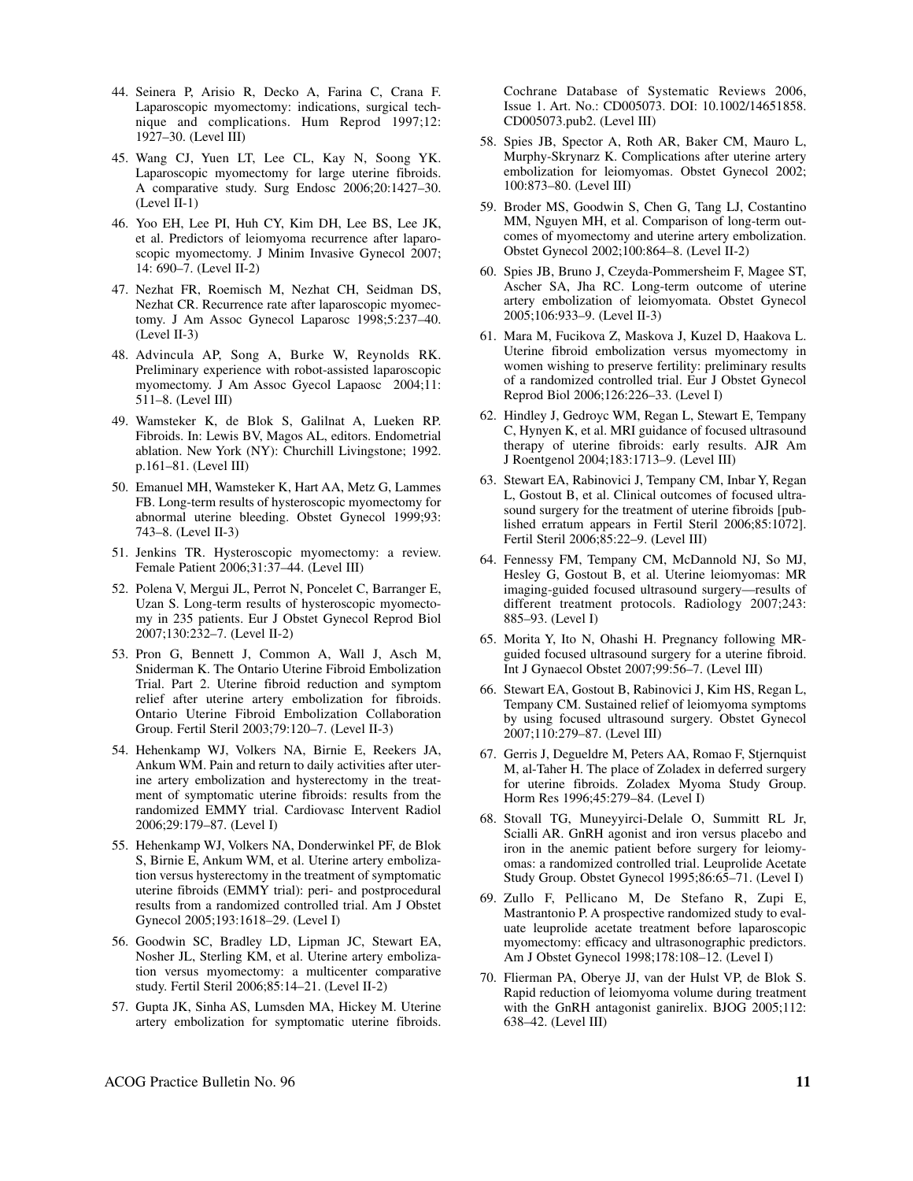44. Seinera P, Arisio R, Decko A, Farina C, Crana F. Laparoscopic myomectomy: indications, surgical technique and complications. Hum Reprod 1997;12: 1927–30. (Level III)

45. Wang CJ, Yuen LT, Lee CL, Kay N, Soong YK. Laparoscopic myomectomy for large uterine fibroids. A comparative study. Surg Endosc 2006;20:1427–30. (Level II-1)

46. Yoo EH, Lee PI, Huh CY, Kim DH, Lee BS, Lee JK, et al. Predictors of leiomyoma recurrence after laparoscopic myomectomy. J Minim Invasive Gynecol 2007; 14: 690–7. (Level II-2)

47. Nezhat FR, Roemisch M, Nezhat CH, Seidman DS, Nezhat CR. Recurrence rate after laparoscopic myomectomy. J Am Assoc Gynecol Laparosc 1998;5:237–40. (Level II-3)

48. Advincula AP, Song A, Burke W, Reynolds RK. Preliminary experience with robot-assisted laparoscopic myomectomy. J Am Assoc Gyecol Lapaosc 2004;11: 511–8. (Level III)

49. Wamsteker K, de Blok S, Galilnat A, Lueken RP. Fibroids. In: Lewis BV, Magos AL, editors. Endometrial ablation. New York (NY): Churchill Livingstone; 1992. p.161–81. (Level III)

50. Emanuel MH, Wamsteker K, Hart AA, Metz G, Lammes FB. Long-term results of hysteroscopic myomectomy for abnormal uterine bleeding. Obstet Gynecol 1999;93: 743–8. (Level II-3)

51. Jenkins TR. Hysteroscopic myomectomy: a review. Female Patient 2006;31:37–44. (Level III)

52. Polena V, Mergui JL, Perrot N, Poncelet C, Barranger E, Uzan S. Long-term results of hysteroscopic myomectomy in 235 patients. Eur J Obstet Gynecol Reprod Biol 2007;130:232–7. (Level II-2)

53. Pron G, Bennett J, Common A, Wall J, Asch M, Sniderman K. The Ontario Uterine Fibroid Embolization Trial. Part 2. Uterine fibroid reduction and symptom relief after uterine artery embolization for fibroids. Ontario Uterine Fibroid Embolization Collaboration Group. Fertil Steril 2003;79:120–7. (Level II-3)

54. Hehenkamp WJ, Volkers NA, Birnie E, Reekers JA, Ankum WM. Pain and return to daily activities after uterine artery embolization and hysterectomy in the treatment of symptomatic uterine fibroids: results from the randomized EMMY trial. Cardiovasc Intervent Radiol 2006;29:179–87. (Level I)

55. Hehenkamp WJ, Volkers NA, Donderwinkel PF, de Blok S, Birnie E, Ankum WM, et al. Uterine artery embolization versus hysterectomy in the treatment of symptomatic uterine fibroids (EMMY trial): peri- and postprocedural results from a randomized controlled trial. Am J Obstet Gynecol 2005;193:1618–29. (Level I)

56. Goodwin SC, Bradley LD, Lipman JC, Stewart EA, Nosher JL, Sterling KM, et al. Uterine artery embolization versus myomectomy: a multicenter comparative study. Fertil Steril 2006;85:14–21. (Level II-2)

57. Gupta JK, Sinha AS, Lumsden MA, Hickey M. Uterine artery embolization for symptomatic uterine fibroids. Cochrane Database of Systematic Reviews 2006, Issue 1. Art. No.: CD005073. DOI: 10.1002/14651858. CD005073.pub2. (Level III)

58. Spies JB, Spector A, Roth AR, Baker CM, Mauro L, Murphy-Skrynarz K. Complications after uterine artery embolization for leiomyomas. Obstet Gynecol 2002; 100:873–80. (Level III)

59. Broder MS, Goodwin S, Chen G, Tang LJ, Costantino MM, Nguyen MH, et al. Comparison of long-term outcomes of myomectomy and uterine artery embolization. Obstet Gynecol 2002;100:864–8. (Level II-2)

60. Spies JB, Bruno J, Czeyda-Pommersheim F, Magee ST, Ascher SA, Jha RC. Long-term outcome of uterine artery embolization of leiomyomata. Obstet Gynecol 2005;106:933–9. (Level II-3)

61. Mara M, Fucikova Z, Maskova J, Kuzel D, Haakova L. Uterine fibroid embolization versus myomectomy in women wishing to preserve fertility: preliminary results of a randomized controlled trial. Eur J Obstet Gynecol Reprod Biol 2006;126:226–33. (Level I)

62. Hindley J, Gedroyc WM, Regan L, Stewart E, Tempany C, Hynyen K, et al. MRI guidance of focused ultrasound therapy of uterine fibroids: early results. AJR Am J Roentgenol 2004;183:1713–9. (Level III)

63. Stewart EA, Rabinovici J, Tempany CM, Inbar Y, Regan L, Gostout B, et al. Clinical outcomes of focused ultrasound surgery for the treatment of uterine fibroids [published erratum appears in Fertil Steril 2006;85:1072]. Fertil Steril 2006;85:22–9. (Level III)

64. Fennessy FM, Tempany CM, McDannold NJ, So MJ, Hesley G, Gostout B, et al. Uterine leiomyomas: MR imaging-guided focused ultrasound surgery—results of different treatment protocols. Radiology 2007;243: 885–93. (Level I)

65. Morita Y, Ito N, Ohashi H. Pregnancy following MR-guided focused ultrasound surgery for a uterine fibroid. Int J Gynaecol Obstet 2007;99:56–7. (Level III)

66. Stewart EA, Gostout B, Rabinovici J, Kim HS, Regan L, Tempany CM. Sustained relief of leiomyoma symptoms by using focused ultrasound surgery. Obstet Gynecol 2007;110:279–87. (Level III)

67. Gerris J, Degueldre M, Peters AA, Romao F, Stjernquist M, al-Taher H. The place of Zoladex in deferred surgery for uterine fibroids. Zoladex Myoma Study Group. Horm Res 1996;45:279–84. (Level I)

68. Stovall TG, Muneyyirci-Delale O, Summitt RL Jr, Scialli AR. GnRH agonist and iron versus placebo and iron in the anemic patient before surgery for leiomyomas: a randomized controlled trial. Leuprolide Acetate Study Group. Obstet Gynecol 1995;86:65–71. (Level I)

69. Zullo F, Pellicano M, De Stefano R, Zupi E, Mastrantonio P. A prospective randomized study to evaluate leuprolide acetate treatment before laparoscopic myomectomy: efficacy and ultrasonographic predictors. Am J Obstet Gynecol 1998;178:108–12. (Level I)

70. Flierman PA, Oberye JJ, van der Hulst VP, de Blok S. Rapid reduction of leiomyoma volume during treatment with the GnRH antagonist ganirelix. BJOG 2005;112: 638–42. (Level III)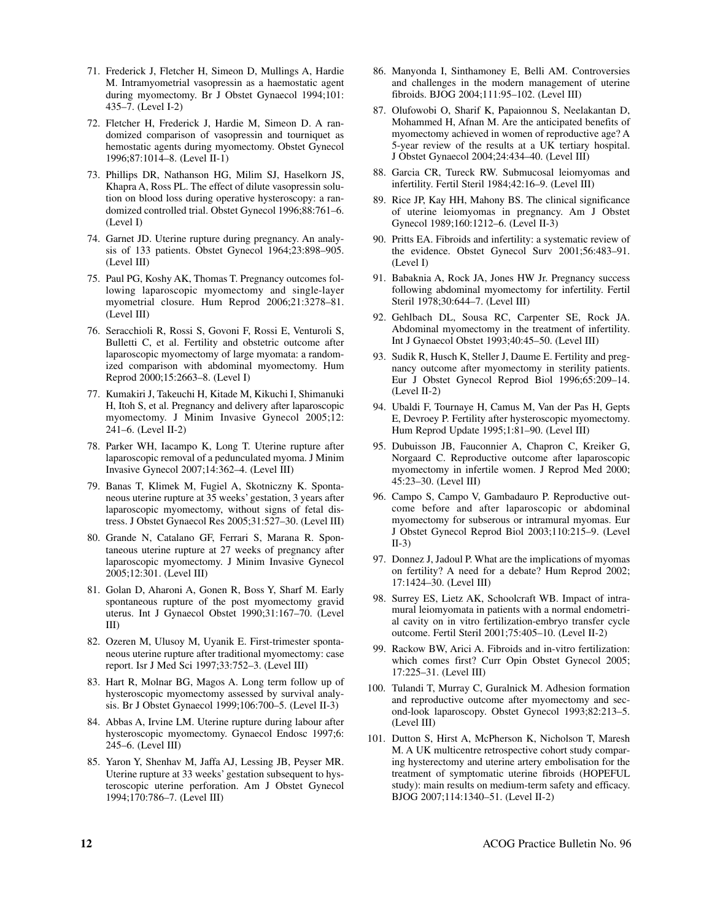71. Frederick J, Fletcher H, Simeon D, Mullings A, Hardie M. Intramyometrial vasopressin as a haemostatic agent during myomectomy. Br J Obstet Gynaecol 1994;101: 435–7. (Level I-2)

72. Fletcher H, Frederick J, Hardie M, Simeon D. A randomized comparison of vasopressin and tourniquet as hemostatic agents during myomectomy. Obstet Gynecol 1996;87:1014–8. (Level II-1)

73. Phillips DR, Nathanson HG, Milim SJ, Haselkorn JS, Khapra A, Ross PL. The effect of dilute vasopressin solution on blood loss during operative hysteroscopy: a randomized controlled trial. Obstet Gynecol 1996;88:761–6. (Level I)

74. Garnet JD. Uterine rupture during pregnancy. An analysis of 133 patients. Obstet Gynecol 1964;23:898–905. (Level III)

75. Paul PG, Koshy AK, Thomas T. Pregnancy outcomes following laparoscopic myomectomy and single-layer myometrial closure. Hum Reprod 2006;21:3278–81. (Level III)

76. Seracchioli R, Rossi S, Govoni F, Rossi E, Venturoli S, Bulletti C, et al. Fertility and obstetric outcome after laparoscopic myomectomy of large myomata: a randomized comparison with abdominal myomectomy. Hum Reprod 2000;15:2663–8. (Level I)

77. Kumakiri J, Takeuchi H, Kitade M, Kikuchi I, Shimanuki H, Itoh S, et al. Pregnancy and delivery after laparoscopic myomectomy. J Minim Invasive Gynecol 2005;12: 241–6. (Level II-2)

78. Parker WH, Iacampo K, Long T. Uterine rupture after laparoscopic removal of a pedunculated myoma. J Minim Invasive Gynecol 2007;14:362–4. (Level III)

79. Banas T, Klimek M, Fugiel A, Skotniczny K. Spontaneous uterine rupture at 35 weeks' gestation, 3 years after laparoscopic myomectomy, without signs of fetal distress. J Obstet Gynaecol Res 2005;31:527–30. (Level III)

80. Grande N, Catalano GF, Ferrari S, Marana R. Spontaneous uterine rupture at 27 weeks of pregnancy after laparoscopic myomectomy. J Minim Invasive Gynecol 2005;12:301. (Level III)

81. Golan D, Aharoni A, Gonen R, Boss Y, Sharf M. Early spontaneous rupture of the post myomectomy gravid uterus. Int J Gynaecol Obstet 1990;31:167–70. (Level III)

82. Ozeren M, Ulusoy M, Uyanik E. First-trimester spontaneous uterine rupture after traditional myomectomy: case report. Isr J Med Sci 1997;33:752–3. (Level III)

83. Hart R, Molnar BG, Magos A. Long term follow up of hysteroscopic myomectomy assessed by survival analysis. Br J Obstet Gynaecol 1999;106:700–5. (Level II-3)

84. Abbas A, Irvine LM. Uterine rupture during labour after hysteroscopic myomectomy. Gynaecol Endosc 1997;6: 245–6. (Level III)

85. Yaron Y, Shenhav M, Jaffa AJ, Lessing JB, Peyser MR. Uterine rupture at 33 weeks' gestation subsequent to hysteroscopic uterine perforation. Am J Obstet Gynecol 1994;170:786–7. (Level III)

86. Manyonda I, Sinthamoney E, Belli AM. Controversies and challenges in the modern management of uterine fibroids. BJOG 2004;111:95–102. (Level III)

87. Olufowobi O, Sharif K, Papaionnou S, Neelakantan D, Mohammed H, Afnan M. Are the anticipated benefits of myomectomy achieved in women of reproductive age? A 5-year review of the results at a UK tertiary hospital. J Obstet Gynaecol 2004;24:434–40. (Level III)

88. Garcia CR, Tureck RW. Submucosal leiomyomas and infertility. Fertil Steril 1984;42:16–9. (Level III)

89. Rice JP, Kay HH, Mahony BS. The clinical significance of uterine leiomyomas in pregnancy. Am J Obstet Gynecol 1989;160:1212–6. (Level II-3)

90. Pritts EA. Fibroids and infertility: a systematic review of the evidence. Obstet Gynecol Surv 2001;56:483–91. (Level I)

91. Babaknia A, Rock JA, Jones HW Jr. Pregnancy success following abdominal myomectomy for infertility. Fertil Steril 1978;30:644–7. (Level III)

92. Gehlbach DL, Sousa RC, Carpenter SE, Rock JA. Abdominal myomectomy in the treatment of infertility. Int J Gynaecol Obstet 1993;40:45–50. (Level III)

93. Sudik R, Husch K, Steller J, Daume E. Fertility and pregnancy outcome after myomectomy in sterility patients. Eur J Obstet Gynecol Reprod Biol 1996;65:209–14. (Level II-2)

94. Ubaldi F, Tournaye H, Camus M, Van der Pas H, Gepts E, Devroey P. Fertility after hysteroscopic myomectomy. Hum Reprod Update 1995;1:81–90. (Level III)

95. Dubuisson JB, Fauconnier A, Chapron C, Kreiker G, Norgaard C. Reproductive outcome after laparoscopic myomectomy in infertile women. J Reprod Med 2000; 45:23–30. (Level III)

96. Campo S, Campo V, Gambadauro P. Reproductive outcome before and after laparoscopic or abdominal myomectomy for subserous or intramural myomas. Eur J Obstet Gynecol Reprod Biol 2003;110:215–9. (Level II-3)

97. Donnez J, Jadoul P. What are the implications of myomas on fertility? A need for a debate? Hum Reprod 2002; 17:1424–30. (Level III)

98. Surrey ES, Lietz AK, Schoolcraft WB. Impact of intramural leiomyomata in patients with a normal endometrial cavity on in vitro fertilization-embryo transfer cycle outcome. Fertil Steril 2001;75:405–10. (Level II-2)

99. Rackow BW, Arici A. Fibroids and in-vitro fertilization: which comes first? Curr Opin Obstet Gynecol 2005; 17:225–31. (Level III)

100. Tulandi T, Murray C, Guralnick M. Adhesion formation and reproductive outcome after myomectomy and second-look laparoscopy. Obstet Gynecol 1993;82:213–5. (Level III)

101. Dutton S, Hirst A, McPherson K, Nicholson T, Maresh M. A UK multicentre retrospective cohort study comparing hysterectomy and uterine artery embolisation for the treatment of symptomatic uterine fibroids (HOPEFUL study): main results on medium-term safety and efficacy. BJOG 2007;114:1340–51. (Level II-2)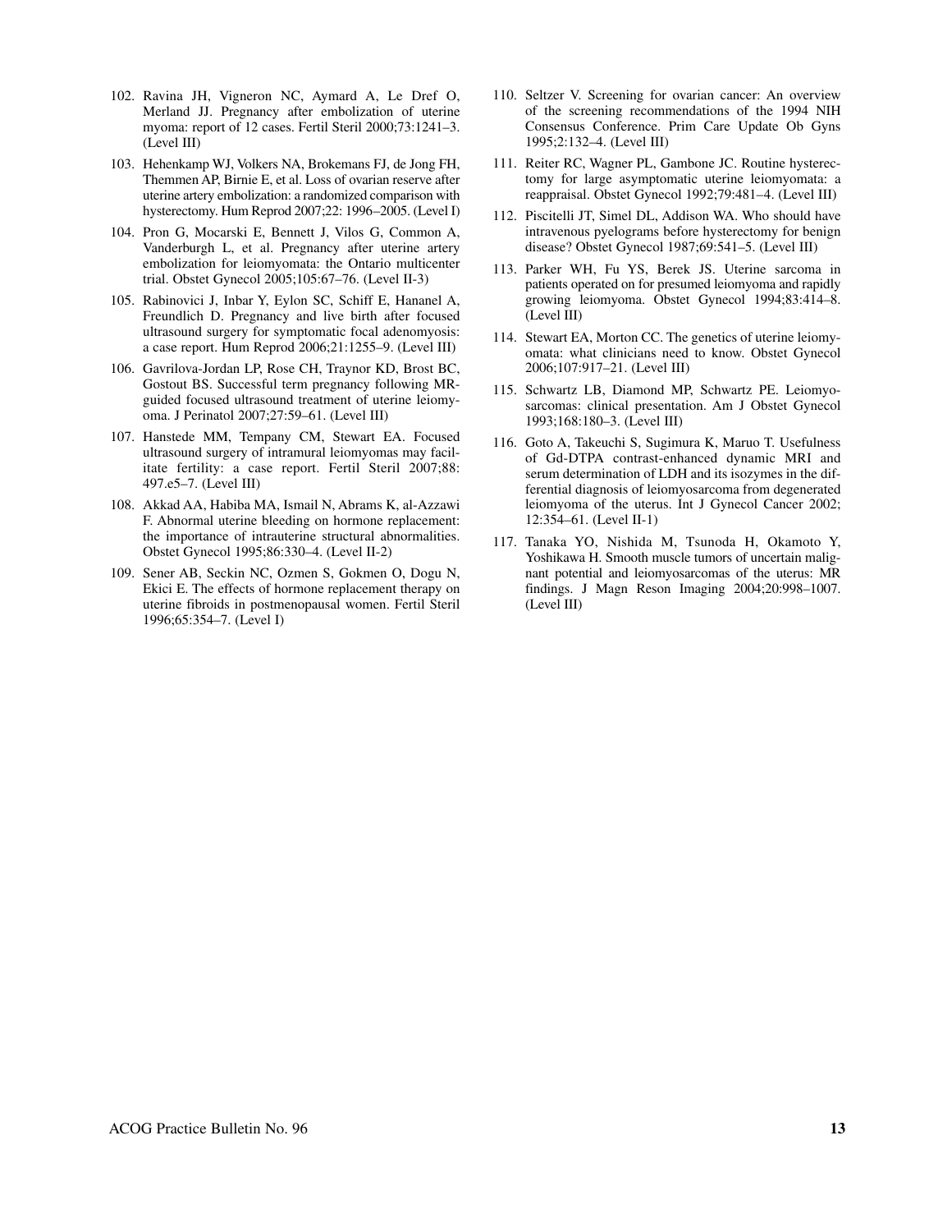102. Ravina JH, Vigneron NC, Aymard A, Le Dref O, Merland JJ. Pregnancy after embolization of uterine myoma: report of 12 cases. Fertil Steril 2000;73:1241–3. (Level III)

103. Hehenkamp WJ, Volkers NA, Brokemans FJ, de Jong FH, Themmen AP, Birnie E, et al. Loss of ovarian reserve after uterine artery embolization: a randomized comparison with hysterectomy. Hum Reprod 2007;22: 1996–2005. (Level I)

104. Pron G, Mocarski E, Bennett J, Vilos G, Common A, Vanderburgh L, et al. Pregnancy after uterine artery embolization for leiomyomata: the Ontario multicenter trial. Obstet Gynecol 2005;105:67–76. (Level II-3)

105. Rabinovici J, Inbar Y, Eylon SC, Schiff E, Hananel A, Freundlich D. Pregnancy and live birth after focused ultrasound surgery for symptomatic focal adenomyosis: a case report. Hum Reprod 2006;21:1255–9. (Level III)

106. Gavrilova-Jordan LP, Rose CH, Traynor KD, Brost BC, Gostout BS. Successful term pregnancy following MR-guided focused ultrasound treatment of uterine leiomyoma. J Perinatol 2007;27:59–61. (Level III)

107. Hanstede MM, Tempany CM, Stewart EA. Focused ultrasound surgery of intramural leiomyomas may facilitate fertility: a case report. Fertil Steril 2007;88: 497.e5–7. (Level III)

108. Akkad AA, Habiba MA, Ismail N, Abrams K, al-Azzawi F. Abnormal uterine bleeding on hormone replacement: the importance of intrauterine structural abnormalities. Obstet Gynecol 1995;86:330–4. (Level II-2)

109. Sener AB, Seckin NC, Ozmen S, Gokmen O, Dogu N, Ekici E. The effects of hormone replacement therapy on uterine fibroids in postmenopausal women. Fertil Steril 1996;65:354–7. (Level I)

110. Seltzer V. Screening for ovarian cancer: An overview of the screening recommendations of the 1994 NIH Consensus Conference. Prim Care Update Ob Gyns 1995;2:132–4. (Level III)

111. Reiter RC, Wagner PL, Gambone JC. Routine hysterectomy for large asymptomatic uterine leiomyomata: a reappraisal. Obstet Gynecol 1992;79:481–4. (Level III)

112. Piscitelli JT, Simel DL, Addison WA. Who should have intravenous pyelograms before hysterectomy for benign disease? Obstet Gynecol 1987;69:541–5. (Level III)

113. Parker WH, Fu YS, Berek JS. Uterine sarcoma in patients operated on for presumed leiomyoma and rapidly growing leiomyoma. Obstet Gynecol 1994;83:414–8. (Level III)

114. Stewart EA, Morton CC. The genetics of uterine leiomyomata: what clinicians need to know. Obstet Gynecol 2006;107:917–21. (Level III)

115. Schwartz LB, Diamond MP, Schwartz PE. Leiomyosarcomas: clinical presentation. Am J Obstet Gynecol 1993;168:180–3. (Level III)

116. Goto A, Takeuchi S, Sugimura K, Maruo T. Usefulness of Gd-DTPA contrast-enhanced dynamic MRI and serum determination of LDH and its isozymes in the differential diagnosis of leiomyosarcoma from degenerated leiomyoma of the uterus. Int J Gynecol Cancer 2002; 12:354–61. (Level II-1)

117. Tanaka YO, Nishida M, Tsunoda H, Okamoto Y, Yoshikawa H. Smooth muscle tumors of uncertain malignant potential and leiomyosarcomas of the uterus: MR findings. J Magn Reson Imaging 2004;20:998–1007. (Level III)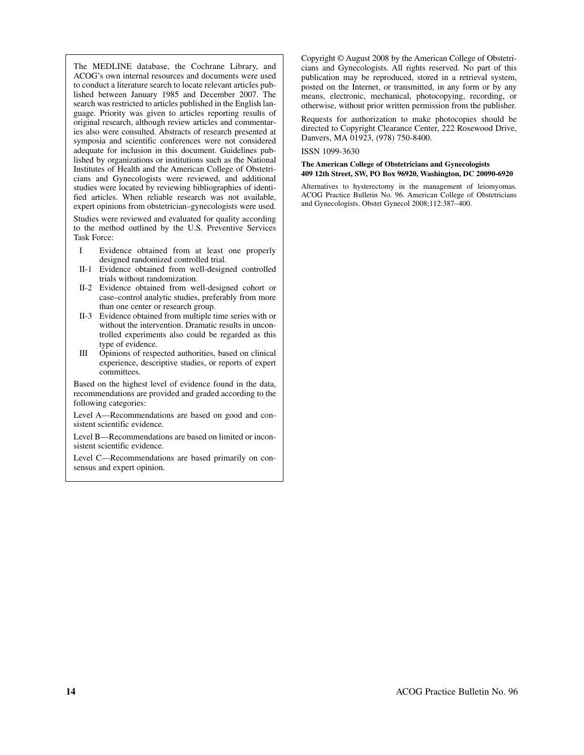The MEDLINE database, the Cochrane Library, and ACOG's own internal resources and documents were used to conduct a literature search to locate relevant articles published between January 1985 and December 2007. The search was restricted to articles published in the English language. Priority was given to articles reporting results of original research, although review articles and commentaries also were consulted. Abstracts of research presented at symposia and scientific conferences were not considered adequate for inclusion in this document. Guidelines published by organizations or institutions such as the National Institutes of Health and the American College of Obstetricians and Gynecologists were reviewed, and additional studies were located by reviewing bibliographies of identified articles. When reliable research was not available, expert opinions from obstetrician–gynecologists were used.

Studies were reviewed and evaluated for quality according to the method outlined by the U.S. Preventive Services Task Force:

- I Evidence obtained from at least one properly designed randomized controlled trial.
- II-1 Evidence obtained from well-designed controlled trials without randomization.
- II-2 Evidence obtained from well-designed cohort or case–control analytic studies, preferably from more than one center or research group.
- II-3 Evidence obtained from multiple time series with or without the intervention. Dramatic results in uncontrolled experiments also could be regarded as this type of evidence.
- III Opinions of respected authorities, based on clinical experience, descriptive studies, or reports of expert committees.

Based on the highest level of evidence found in the data, recommendations are provided and graded according to the following categories:

Level A—Recommendations are based on good and consistent scientific evidence.

Level B—Recommendations are based on limited or inconsistent scientific evidence.

Level C—Recommendations are based primarily on consensus and expert opinion.

Copyright © August 2008 by the American College of Obstetricians and Gynecologists. All rights reserved. No part of this publication may be reproduced, stored in a retrieval system, posted on the Internet, or transmitted, in any form or by any means, electronic, mechanical, photocopying, recording, or otherwise, without prior written permission from the publisher.

Requests for authorization to make photocopies should be directed to Copyright Clearance Center, 222 Rosewood Drive, Danvers, MA 01923, (978) 750-8400.

ISSN 1099-3630

**The American College of Obstetricians and Gynecologists**
**409 12th Street, SW, PO Box 96920, Washington, DC 20090-6920**

Alternatives to hysterectomy in the management of leiomyomas. ACOG Practice Bulletin No. 96. American College of Obstetricians and Gynecologists. Obstet Gynecol 2008;112:387–400.